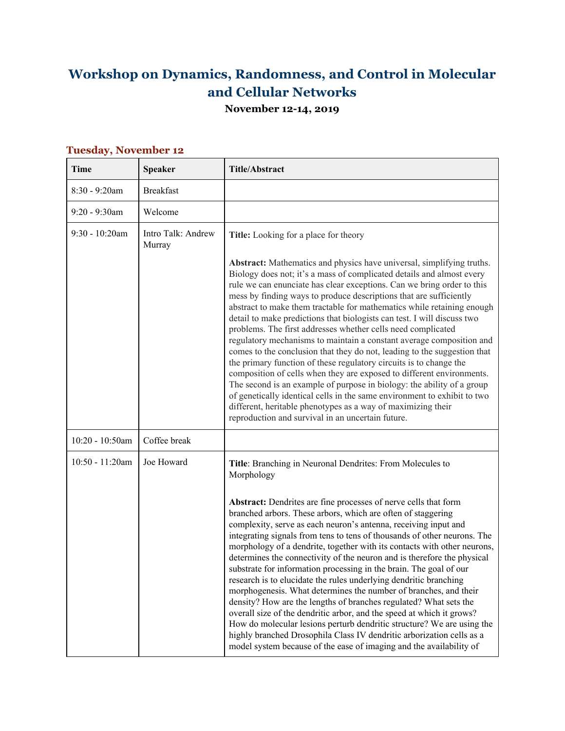# Workshop on Dynamics, Randomness, and Control in Molecular and Cellular Networks

**November 12-14, 2019**

## Tuesday, November 12

| Time | Speaker | Title/Abstract |
|---|---|---|
| 8:30 - 9:20am | Breakfast | |
| 9:20 - 9:30am | Welcome | |
| 9:30 - 10:20am | Intro Talk: Andrew Murray | **Title:** Looking for a place for theory<br><br>**Abstract:** Mathematics and physics have universal, simplifying truths. Biology does not; it's a mass of complicated details and almost every rule we can enunciate has clear exceptions. Can we bring order to this mess by finding ways to produce descriptions that are sufficiently abstract to make them tractable for mathematics while retaining enough detail to make predictions that biologists can test. I will discuss two problems. The first addresses whether cells need complicated regulatory mechanisms to maintain a constant average composition and comes to the conclusion that they do not, leading to the suggestion that the primary function of these regulatory circuits is to change the composition of cells when they are exposed to different environments. The second is an example of purpose in biology: the ability of a group of genetically identical cells in the same environment to exhibit to two different, heritable phenotypes as a way of maximizing their reproduction and survival in an uncertain future. |
| 10:20 - 10:50am | Coffee break | |
| 10:50 - 11:20am | Joe Howard | **Title**: Branching in Neuronal Dendrites: From Molecules to Morphology<br><br>**Abstract:** Dendrites are fine processes of nerve cells that form branched arbors. These arbors, which are often of staggering complexity, serve as each neuron's antenna, receiving input and integrating signals from tens to tens of thousands of other neurons. The morphology of a dendrite, together with its contacts with other neurons, determines the connectivity of the neuron and is therefore the physical substrate for information processing in the brain. The goal of our research is to elucidate the rules underlying dendritic branching morphogenesis. What determines the number of branches, and their density? How are the lengths of branches regulated? What sets the overall size of the dendritic arbor, and the speed at which it grows? How do molecular lesions perturb dendritic structure? We are using the highly branched Drosophila Class IV dendritic arborization cells as a model system because of the ease of imaging and the availability of |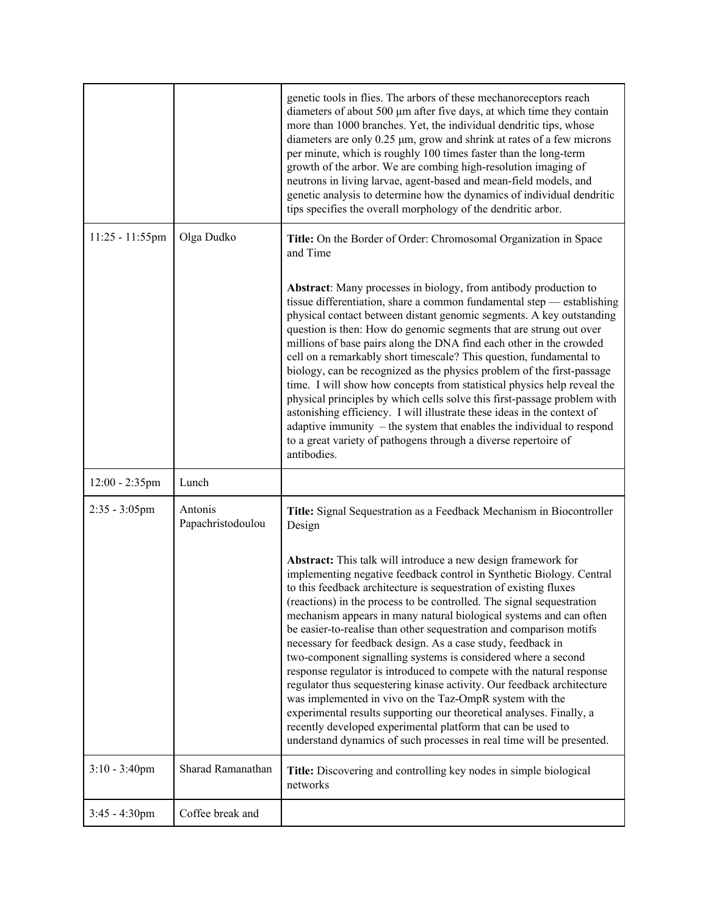| | | |
|---|---|---|
| | | genetic tools in flies. The arbors of these mechanoreceptors reach diameters of about 500 μm after five days, at which time they contain more than 1000 branches. Yet, the individual dendritic tips, whose diameters are only 0.25 μm, grow and shrink at rates of a few microns per minute, which is roughly 100 times faster than the long-term growth of the arbor. We are combing high-resolution imaging of neutrons in living larvae, agent-based and mean-field models, and genetic analysis to determine how the dynamics of individual dendritic tips specifies the overall morphology of the dendritic arbor. |
| 11:25 - 11:55pm | Olga Dudko | **Title:** On the Border of Order: Chromosomal Organization in Space and Time<br><br>**Abstract**: Many processes in biology, from antibody production to tissue differentiation, share a common fundamental step — establishing physical contact between distant genomic segments. A key outstanding question is then: How do genomic segments that are strung out over millions of base pairs along the DNA find each other in the crowded cell on a remarkably short timescale? This question, fundamental to biology, can be recognized as the physics problem of the first-passage time. I will show how concepts from statistical physics help reveal the physical principles by which cells solve this first-passage problem with astonishing efficiency. I will illustrate these ideas in the context of adaptive immunity – the system that enables the individual to respond to a great variety of pathogens through a diverse repertoire of antibodies. |
| 12:00 - 2:35pm | Lunch | |
| 2:35 - 3:05pm | Antonis Papachristodoulou | **Title:** Signal Sequestration as a Feedback Mechanism in Biocontroller Design<br><br>**Abstract:** This talk will introduce a new design framework for implementing negative feedback control in Synthetic Biology. Central to this feedback architecture is sequestration of existing fluxes (reactions) in the process to be controlled. The signal sequestration mechanism appears in many natural biological systems and can often be easier-to-realise than other sequestration and comparison motifs necessary for feedback design. As a case study, feedback in two-component signalling systems is considered where a second response regulator is introduced to compete with the natural response regulator thus sequestering kinase activity. Our feedback architecture was implemented in vivo on the Taz-OmpR system with the experimental results supporting our theoretical analyses. Finally, a recently developed experimental platform that can be used to understand dynamics of such processes in real time will be presented. |
| 3:10 - 3:40pm | Sharad Ramanathan | **Title:** Discovering and controlling key nodes in simple biological networks |
| 3:45 - 4:30pm | Coffee break and | |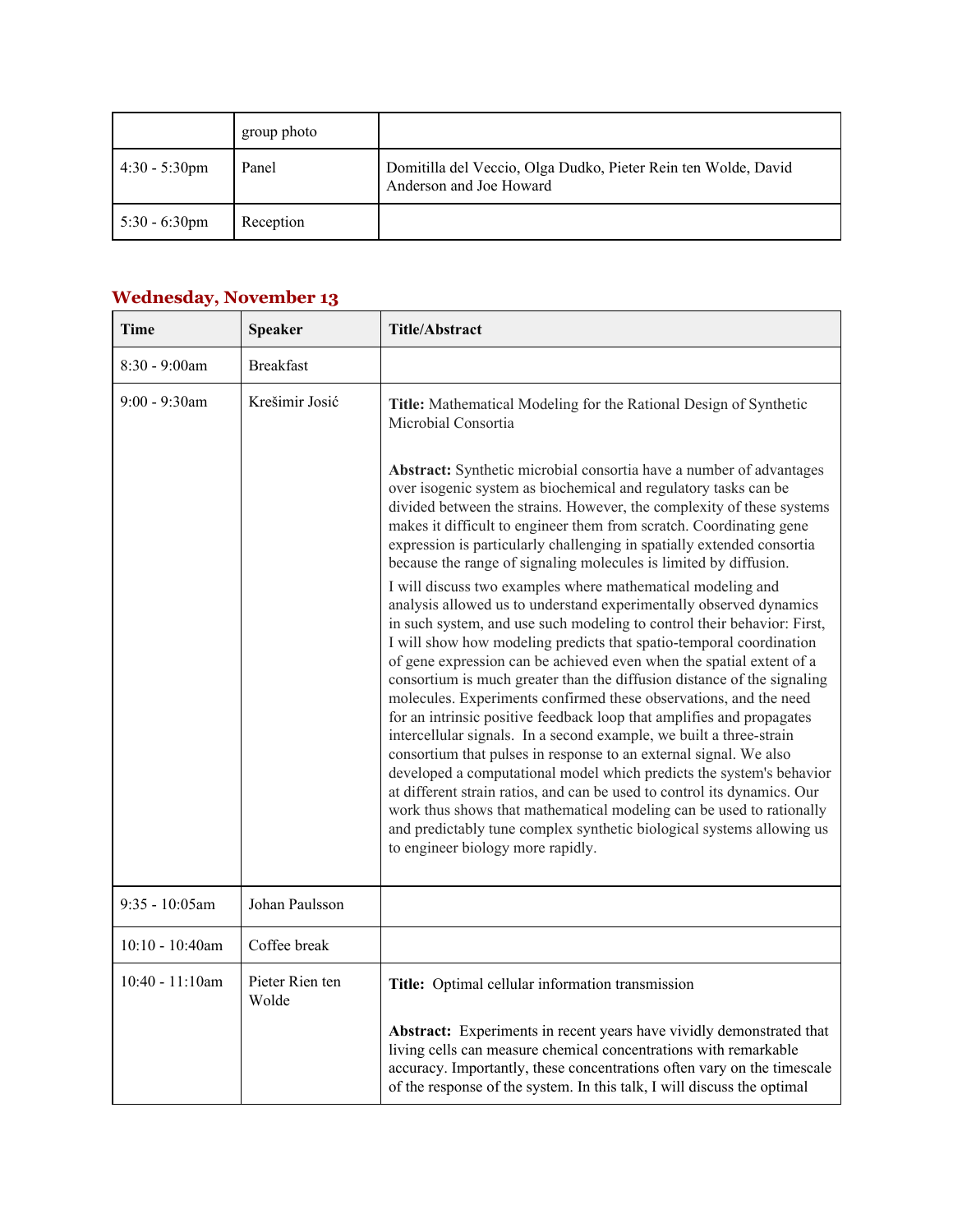|  | group photo |  |
| --- | --- | --- |
| 4:30 - 5:30pm | Panel | Domitilla del Veccio, Olga Dudko, Pieter Rein ten Wolde, David Anderson and Joe Howard |
| 5:30 - 6:30pm | Reception |  |

## Wednesday, November 13

| Time | Speaker | Title/Abstract |
| --- | --- | --- |
| 8:30 - 9:00am | Breakfast |  |
| 9:00 - 9:30am | Krešimir Josić | **Title:** Mathematical Modeling for the Rational Design of Synthetic Microbial Consortia<br><br>**Abstract:** Synthetic microbial consortia have a number of advantages over isogenic system as biochemical and regulatory tasks can be divided between the strains. However, the complexity of these systems makes it difficult to engineer them from scratch. Coordinating gene expression is particularly challenging in spatially extended consortia because the range of signaling molecules is limited by diffusion.<br><br>I will discuss two examples where mathematical modeling and analysis allowed us to understand experimentally observed dynamics in such system, and use such modeling to control their behavior: First, I will show how modeling predicts that spatio-temporal coordination of gene expression can be achieved even when the spatial extent of a consortium is much greater than the diffusion distance of the signaling molecules. Experiments confirmed these observations, and the need for an intrinsic positive feedback loop that amplifies and propagates intercellular signals. In a second example, we built a three-strain consortium that pulses in response to an external signal. We also developed a computational model which predicts the system's behavior at different strain ratios, and can be used to control its dynamics. Our work thus shows that mathematical modeling can be used to rationally and predictably tune complex synthetic biological systems allowing us to engineer biology more rapidly. |
| 9:35 - 10:05am | Johan Paulsson |  |
| 10:10 - 10:40am | Coffee break |  |
| 10:40 - 11:10am | Pieter Rien ten Wolde | **Title:** Optimal cellular information transmission<br><br>**Abstract:** Experiments in recent years have vividly demonstrated that living cells can measure chemical concentrations with remarkable accuracy. Importantly, these concentrations often vary on the timescale of the response of the system. In this talk, I will discuss the optimal |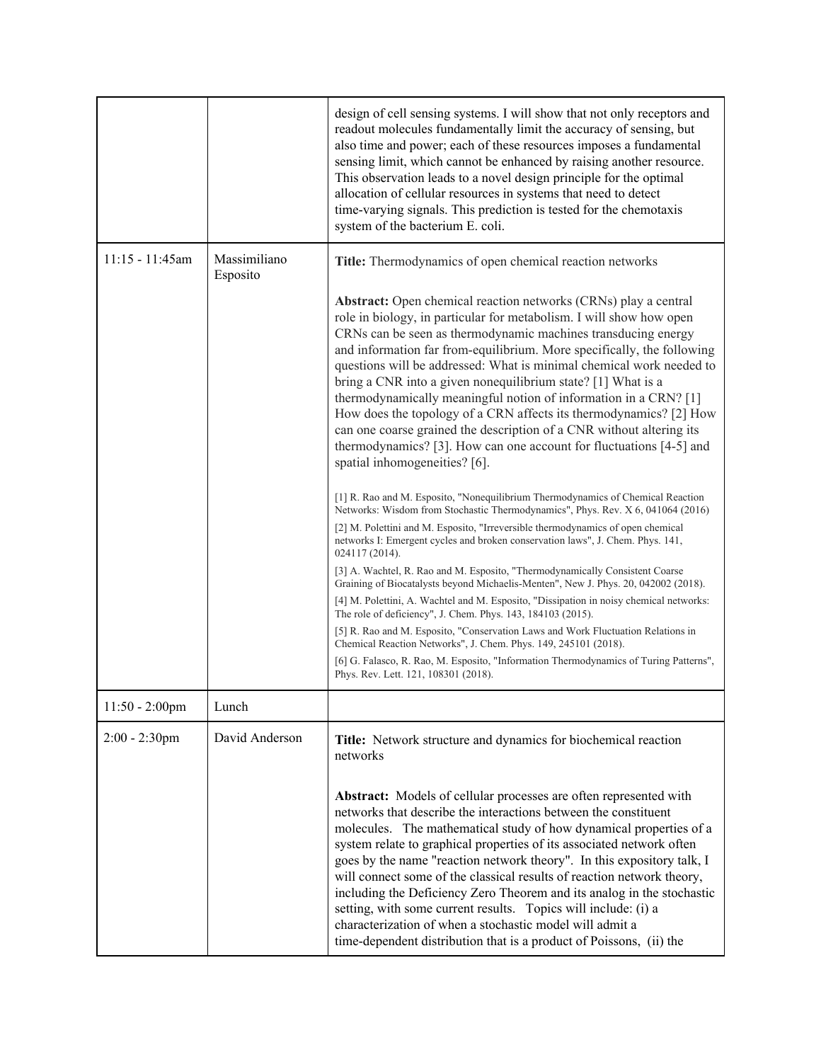| | | |
|---|---|---|
| | | design of cell sensing systems. I will show that not only receptors and readout molecules fundamentally limit the accuracy of sensing, but also time and power; each of these resources imposes a fundamental sensing limit, which cannot be enhanced by raising another resource. This observation leads to a novel design principle for the optimal allocation of cellular resources in systems that need to detect time-varying signals. This prediction is tested for the chemotaxis system of the bacterium E. coli. |
| 11:15 - 11:45am | Massimiliano Esposito | **Title:** Thermodynamics of open chemical reaction networks<br><br>**Abstract:** Open chemical reaction networks (CRNs) play a central role in biology, in particular for metabolism. I will show how open CRNs can be seen as thermodynamic machines transducing energy and information far from-equilibrium. More specifically, the following questions will be addressed: What is minimal chemical work needed to bring a CNR into a given nonequilibrium state? [1] What is a thermodynamically meaningful notion of information in a CRN? [1] How does the topology of a CRN affects its thermodynamics? [2] How can one coarse grained the description of a CNR without altering its thermodynamics? [3]. How can one account for fluctuations [4-5] and spatial inhomogeneities? [6].<br><br>[1] R. Rao and M. Esposito, "Nonequilibrium Thermodynamics of Chemical Reaction Networks: Wisdom from Stochastic Thermodynamics", Phys. Rev. X 6, 041064 (2016)<br>[2] M. Polettini and M. Esposito, "Irreversible thermodynamics of open chemical networks I: Emergent cycles and broken conservation laws", J. Chem. Phys. 141, 024117 (2014).<br>[3] A. Wachtel, R. Rao and M. Esposito, "Thermodynamically Consistent Coarse Graining of Biocatalysts beyond Michaelis-Menten", New J. Phys. 20, 042002 (2018).<br>[4] M. Polettini, A. Wachtel and M. Esposito, "Dissipation in noisy chemical networks: The role of deficiency", J. Chem. Phys. 143, 184103 (2015).<br>[5] R. Rao and M. Esposito, "Conservation Laws and Work Fluctuation Relations in Chemical Reaction Networks", J. Chem. Phys. 149, 245101 (2018).<br>[6] G. Falasco, R. Rao, M. Esposito, "Information Thermodynamics of Turing Patterns", Phys. Rev. Lett. 121, 108301 (2018). |
| 11:50 - 2:00pm | Lunch | |
| 2:00 - 2:30pm | David Anderson | **Title:** Network structure and dynamics for biochemical reaction networks<br><br>**Abstract:** Models of cellular processes are often represented with networks that describe the interactions between the constituent molecules. The mathematical study of how dynamical properties of a system relate to graphical properties of its associated network often goes by the name "reaction network theory". In this expository talk, I will connect some of the classical results of reaction network theory, including the Deficiency Zero Theorem and its analog in the stochastic setting, with some current results. Topics will include: (i) a characterization of when a stochastic model will admit a time-dependent distribution that is a product of Poissons, (ii) the |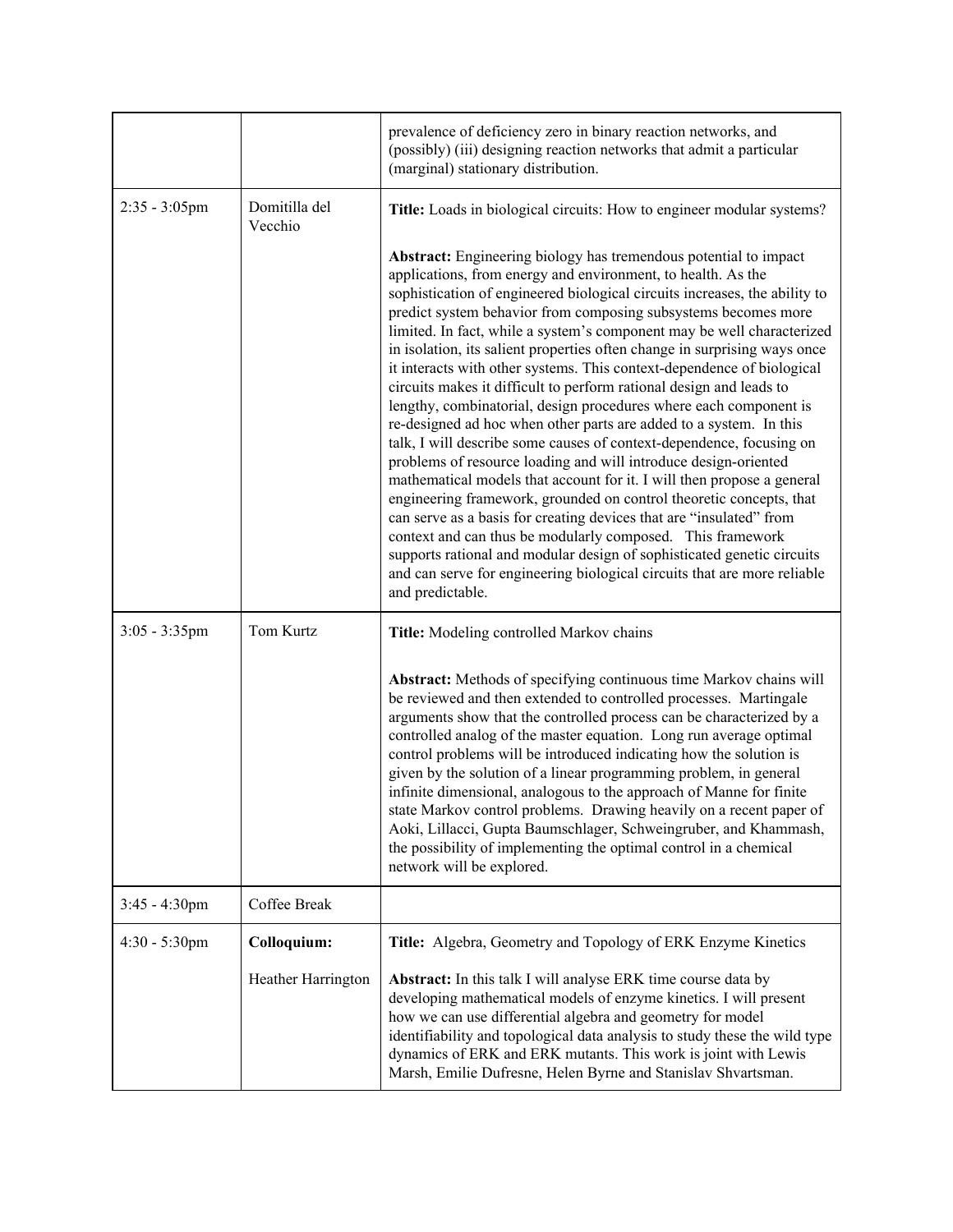| | | |
|---|---|---|
| | | prevalence of deficiency zero in binary reaction networks, and (possibly) (iii) designing reaction networks that admit a particular (marginal) stationary distribution. |
| 2:35 - 3:05pm | Domitilla del Vecchio | **Title:** Loads in biological circuits: How to engineer modular systems?<br><br>**Abstract:** Engineering biology has tremendous potential to impact applications, from energy and environment, to health. As the sophistication of engineered biological circuits increases, the ability to predict system behavior from composing subsystems becomes more limited. In fact, while a system's component may be well characterized in isolation, its salient properties often change in surprising ways once it interacts with other systems. This context-dependence of biological circuits makes it difficult to perform rational design and leads to lengthy, combinatorial, design procedures where each component is re-designed ad hoc when other parts are added to a system. In this talk, I will describe some causes of context-dependence, focusing on problems of resource loading and will introduce design-oriented mathematical models that account for it. I will then propose a general engineering framework, grounded on control theoretic concepts, that can serve as a basis for creating devices that are "insulated" from context and can thus be modularly composed. This framework supports rational and modular design of sophisticated genetic circuits and can serve for engineering biological circuits that are more reliable and predictable. |
| 3:05 - 3:35pm | Tom Kurtz | **Title:** Modeling controlled Markov chains<br><br>**Abstract:** Methods of specifying continuous time Markov chains will be reviewed and then extended to controlled processes. Martingale arguments show that the controlled process can be characterized by a controlled analog of the master equation. Long run average optimal control problems will be introduced indicating how the solution is given by the solution of a linear programming problem, in general infinite dimensional, analogous to the approach of Manne for finite state Markov control problems. Drawing heavily on a recent paper of Aoki, Lillacci, Gupta Baumschlager, Schweingruber, and Khammash, the possibility of implementing the optimal control in a chemical network will be explored. |
| 3:45 - 4:30pm | Coffee Break | |
| 4:30 - 5:30pm | **Colloquium:**<br><br>Heather Harrington | **Title:** Algebra, Geometry and Topology of ERK Enzyme Kinetics<br><br>**Abstract:** In this talk I will analyse ERK time course data by developing mathematical models of enzyme kinetics. I will present how we can use differential algebra and geometry for model identifiability and topological data analysis to study these the wild type dynamics of ERK and ERK mutants. This work is joint with Lewis Marsh, Emilie Dufresne, Helen Byrne and Stanislav Shvartsman. |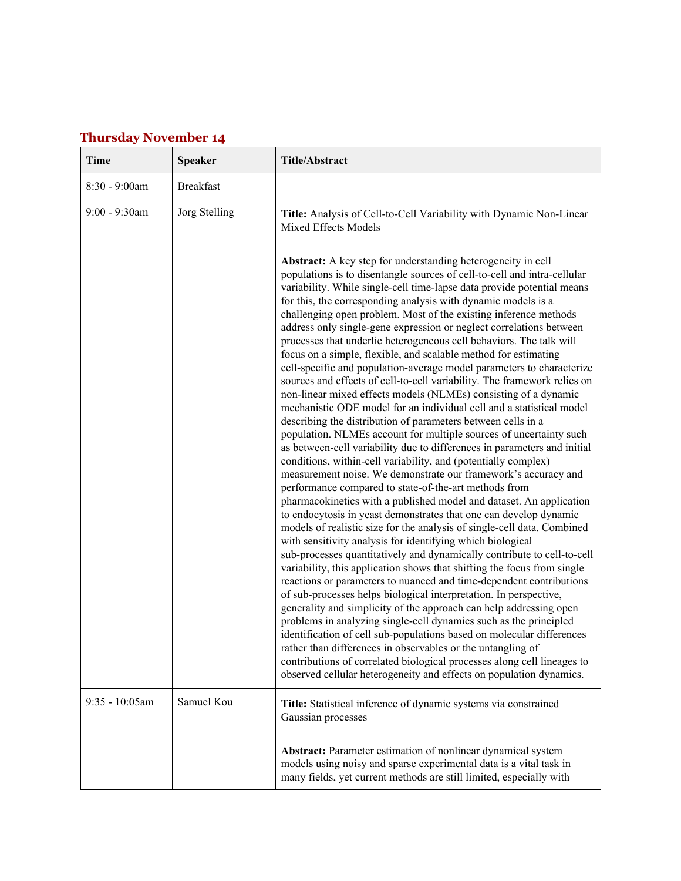## Thursday November 14

| Time | Speaker | Title/Abstract |
| --- | --- | --- |
| 8:30 - 9:00am | Breakfast | |
| 9:00 - 9:30am | Jorg Stelling | **Title:** Analysis of Cell-to-Cell Variability with Dynamic Non-Linear Mixed Effects Models<br><br>**Abstract:** A key step for understanding heterogeneity in cell populations is to disentangle sources of cell-to-cell and intra-cellular variability. While single-cell time-lapse data provide potential means for this, the corresponding analysis with dynamic models is a challenging open problem. Most of the existing inference methods address only single-gene expression or neglect correlations between processes that underlie heterogeneous cell behaviors. The talk will focus on a simple, flexible, and scalable method for estimating cell-specific and population-average model parameters to characterize sources and effects of cell-to-cell variability. The framework relies on non-linear mixed effects models (NLMEs) consisting of a dynamic mechanistic ODE model for an individual cell and a statistical model describing the distribution of parameters between cells in a population. NLMEs account for multiple sources of uncertainty such as between-cell variability due to differences in parameters and initial conditions, within-cell variability, and (potentially complex) measurement noise. We demonstrate our framework's accuracy and performance compared to state-of-the-art methods from pharmacokinetics with a published model and dataset. An application to endocytosis in yeast demonstrates that one can develop dynamic models of realistic size for the analysis of single-cell data. Combined with sensitivity analysis for identifying which biological sub-processes quantitatively and dynamically contribute to cell-to-cell variability, this application shows that shifting the focus from single reactions or parameters to nuanced and time-dependent contributions of sub-processes helps biological interpretation. In perspective, generality and simplicity of the approach can help addressing open problems in analyzing single-cell dynamics such as the principled identification of cell sub-populations based on molecular differences rather than differences in observables or the untangling of contributions of correlated biological processes along cell lineages to observed cellular heterogeneity and effects on population dynamics. |
| 9:35 - 10:05am | Samuel Kou | **Title:** Statistical inference of dynamic systems via constrained Gaussian processes<br><br>**Abstract:** Parameter estimation of nonlinear dynamical system models using noisy and sparse experimental data is a vital task in many fields, yet current methods are still limited, especially with |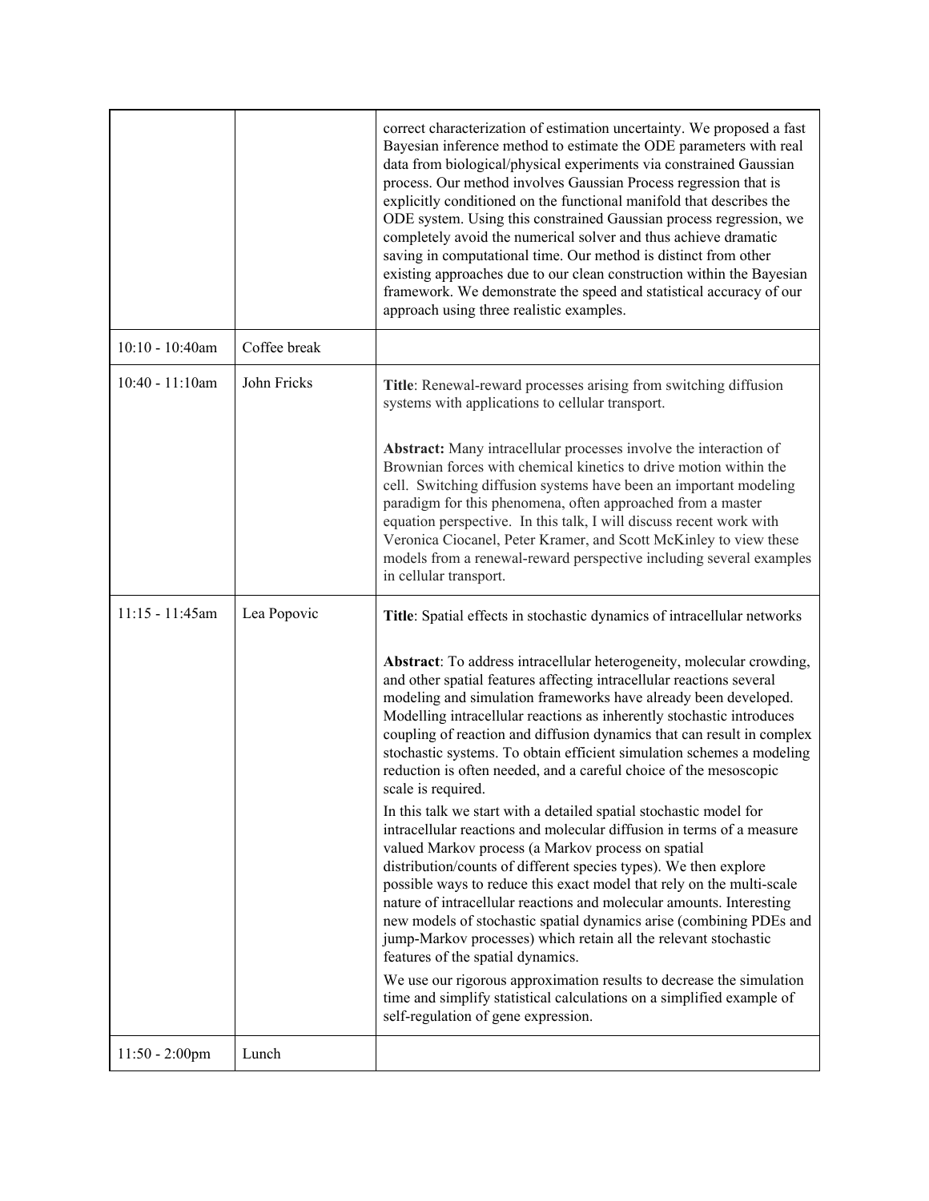| | | |
|---|---|---|
| | | correct characterization of estimation uncertainty. We proposed a fast Bayesian inference method to estimate the ODE parameters with real data from biological/physical experiments via constrained Gaussian process. Our method involves Gaussian Process regression that is explicitly conditioned on the functional manifold that describes the ODE system. Using this constrained Gaussian process regression, we completely avoid the numerical solver and thus achieve dramatic saving in computational time. Our method is distinct from other existing approaches due to our clean construction within the Bayesian framework. We demonstrate the speed and statistical accuracy of our approach using three realistic examples. |
| 10:10 - 10:40am | Coffee break | |
| 10:40 - 11:10am | John Fricks | **Title**: Renewal-reward processes arising from switching diffusion systems with applications to cellular transport.<br><br>**Abstract:** Many intracellular processes involve the interaction of Brownian forces with chemical kinetics to drive motion within the cell. Switching diffusion systems have been an important modeling paradigm for this phenomena, often approached from a master equation perspective. In this talk, I will discuss recent work with Veronica Ciocanel, Peter Kramer, and Scott McKinley to view these models from a renewal-reward perspective including several examples in cellular transport. |
| 11:15 - 11:45am | Lea Popovic | **Title**: Spatial effects in stochastic dynamics of intracellular networks<br><br>**Abstract**: To address intracellular heterogeneity, molecular crowding, and other spatial features affecting intracellular reactions several modeling and simulation frameworks have already been developed. Modelling intracellular reactions as inherently stochastic introduces coupling of reaction and diffusion dynamics that can result in complex stochastic systems. To obtain efficient simulation schemes a modeling reduction is often needed, and a careful choice of the mesoscopic scale is required.<br>In this talk we start with a detailed spatial stochastic model for intracellular reactions and molecular diffusion in terms of a measure valued Markov process (a Markov process on spatial distribution/counts of different species types). We then explore possible ways to reduce this exact model that rely on the multi-scale nature of intracellular reactions and molecular amounts. Interesting new models of stochastic spatial dynamics arise (combining PDEs and jump-Markov processes) which retain all the relevant stochastic features of the spatial dynamics.<br>We use our rigorous approximation results to decrease the simulation time and simplify statistical calculations on a simplified example of self-regulation of gene expression. |
| 11:50 - 2:00pm | Lunch | |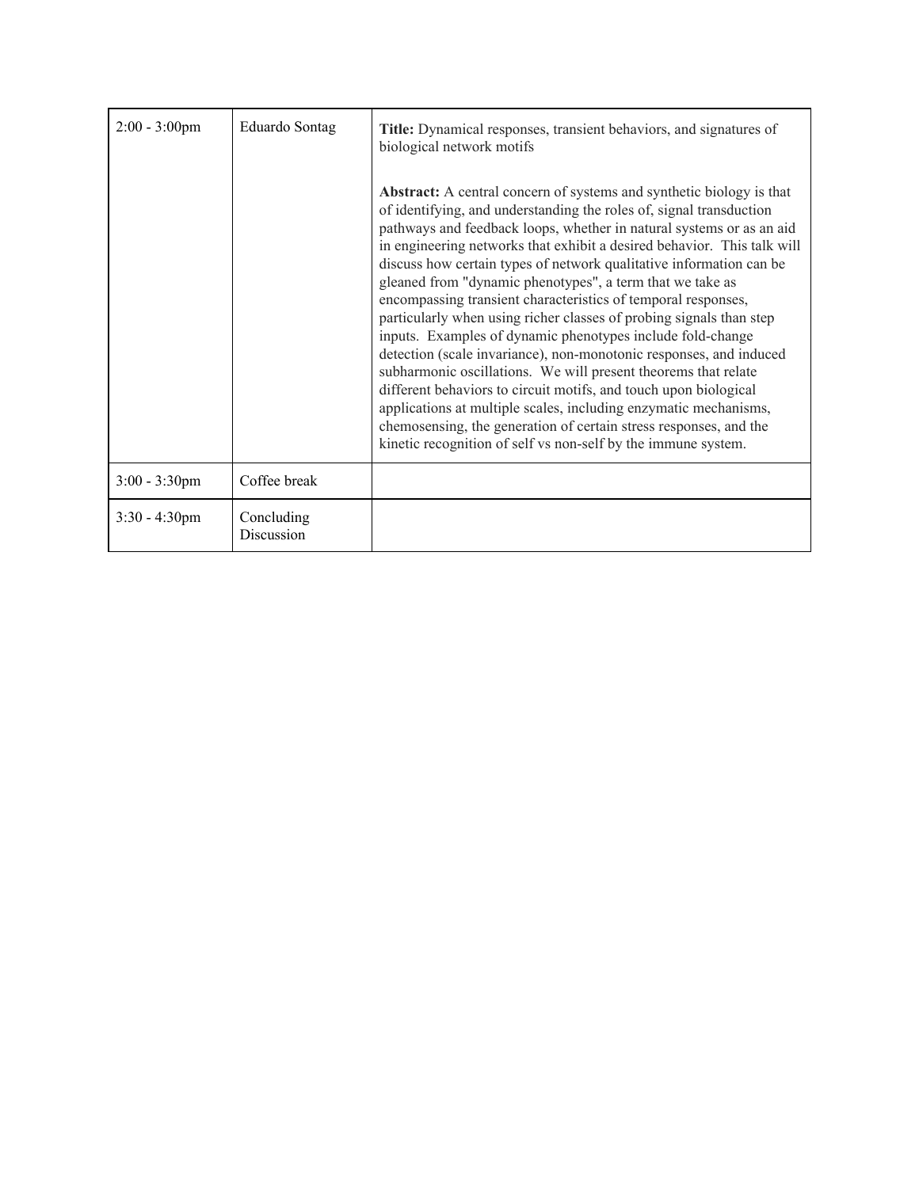| | | |
|---|---|---|
| 2:00 - 3:00pm | Eduardo Sontag | **Title:** Dynamical responses, transient behaviors, and signatures of biological network motifs<br><br>**Abstract:** A central concern of systems and synthetic biology is that of identifying, and understanding the roles of, signal transduction pathways and feedback loops, whether in natural systems or as an aid in engineering networks that exhibit a desired behavior. This talk will discuss how certain types of network qualitative information can be gleaned from "dynamic phenotypes", a term that we take as encompassing transient characteristics of temporal responses, particularly when using richer classes of probing signals than step inputs. Examples of dynamic phenotypes include fold-change detection (scale invariance), non-monotonic responses, and induced subharmonic oscillations. We will present theorems that relate different behaviors to circuit motifs, and touch upon biological applications at multiple scales, including enzymatic mechanisms, chemosensing, the generation of certain stress responses, and the kinetic recognition of self vs non-self by the immune system. |
| 3:00 - 3:30pm | Coffee break | |
| 3:30 - 4:30pm | Concluding Discussion | |